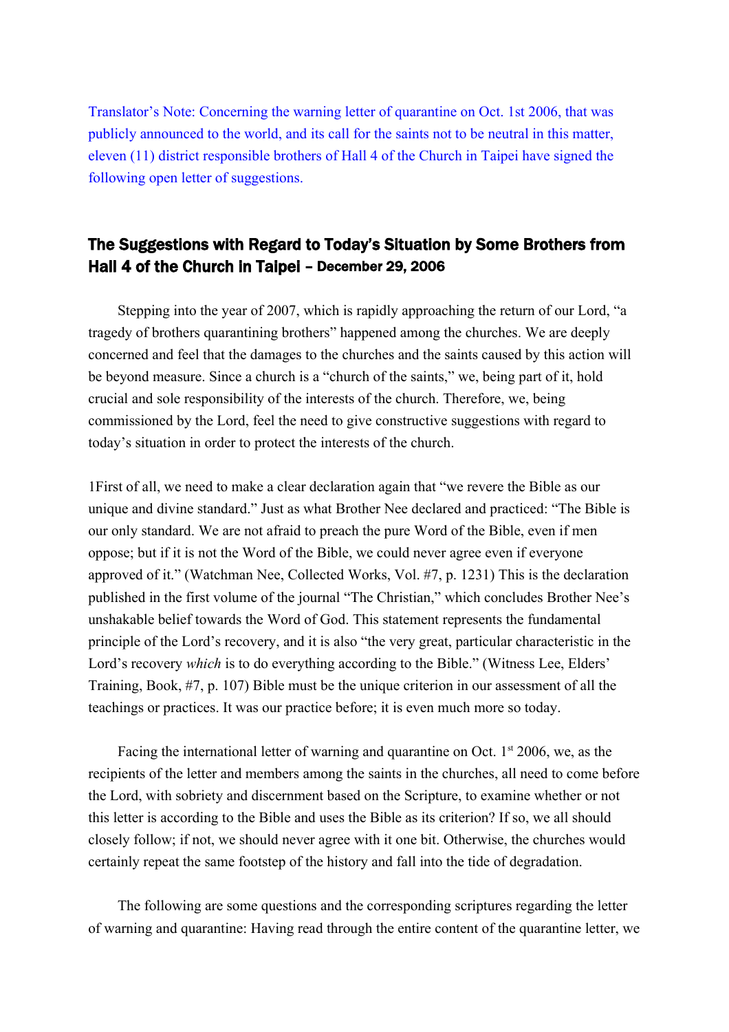Translator's Note: Concerning the warning letter of quarantine on Oct. 1st 2006, that was publicly announced to the world, and its call for the saints not to be neutral in this matter, eleven (11) district responsible brothers of Hall 4 of the Church in Taipei have signed the following open letter of suggestions.

## The Suggestions with Regard to Today's Situation by Some Brothers from Hall 4 of the Church in Taipei – December 29, 2006

Stepping into the year of 2007, which is rapidly approaching the return of our Lord, "a tragedy of brothers quarantining brothers" happened among the churches. We are deeply concerned and feel that the damages to the churches and the saints caused by this action will be beyond measure. Since a church is a "church of the saints," we, being part of it, hold crucial and sole responsibility of the interests of the church. Therefore, we, being commissioned by the Lord, feel the need to give constructive suggestions with regard to today's situation in order to protect the interests of the church.

1First of all, we need to make a clear declaration again that "we revere the Bible as our unique and divine standard." Just as what Brother Nee declared and practiced: "The Bible is our only standard. We are not afraid to preach the pure Word of the Bible, even if men oppose; but if it is not the Word of the Bible, we could never agree even if everyone approved of it." (Watchman Nee, Collected Works, Vol. #7, p. 1231) This is the declaration published in the first volume of the journal "The Christian," which concludes Brother Nee's unshakable belief towards the Word of God. This statement represents the fundamental principle of the Lord's recovery, and it is also "the very great, particular characteristic in the Lord's recovery *which* is to do everything according to the Bible." (Witness Lee, Elders' Training, Book, #7, p. 107) Bible must be the unique criterion in our assessment of all the teachings or practices. It was our practice before; it is even much more so today.

Facing the international letter of warning and quarantine on Oct. 1st 2006, we, as the recipients of the letter and members among the saints in the churches, all need to come before the Lord, with sobriety and discernment based on the Scripture, to examine whether or not this letter is according to the Bible and uses the Bible as its criterion? If so, we all should closely follow; if not, we should never agree with it one bit. Otherwise, the churches would certainly repeat the same footstep of the history and fall into the tide of degradation.

The following are some questions and the corresponding scriptures regarding the letter of warning and quarantine: Having read through the entire content of the quarantine letter, we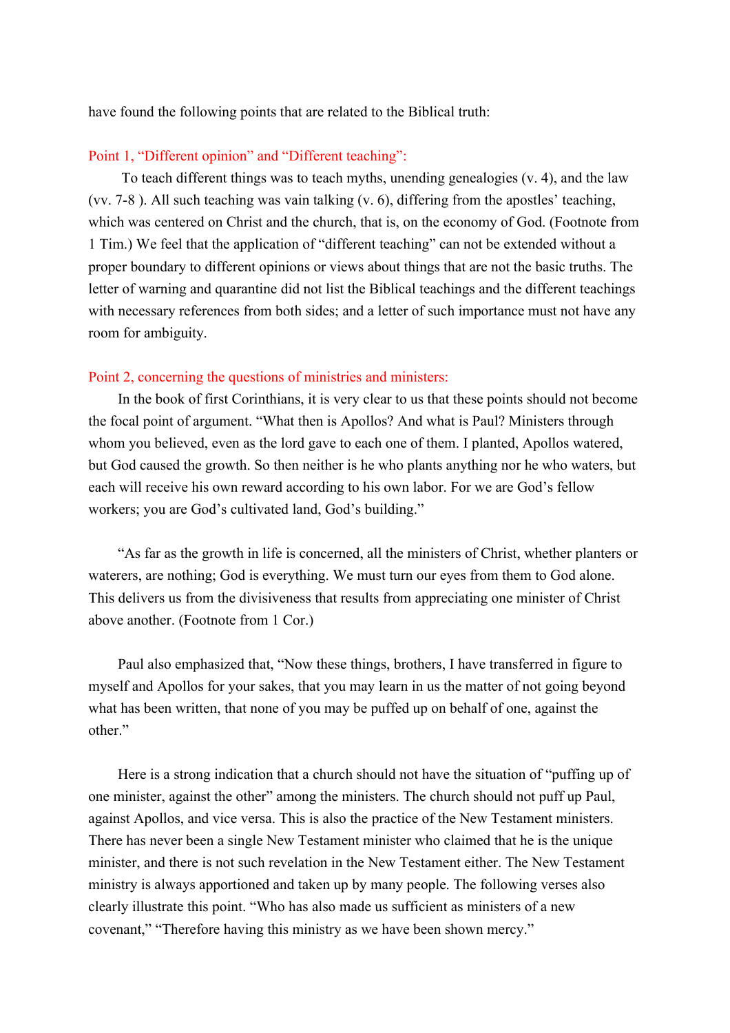have found the following points that are related to the Biblical truth:

Point 1, "Different opinion" and "Different teaching":

To teach different things was to teach myths, unending genealogies (v. 4), and the law (vv. 7-8 ). All such teaching was vain talking (v. 6), differing from the apostles' teaching, which was centered on Christ and the church, that is, on the economy of God. (Footnote from 1 Tim.) We feel that the application of "different teaching" can not be extended without a proper boundary to different opinions or views about things that are not the basic truths. The letter of warning and quarantine did not list the Biblical teachings and the different teachings with necessary references from both sides; and a letter of such importance must not have any room for ambiguity.

Point 2, concerning the questions of ministries and ministers:

In the book of first Corinthians, it is very clear to us that these points should not become the focal point of argument. "What then is Apollos? And what is Paul? Ministers through whom you believed, even as the lord gave to each one of them. I planted, Apollos watered, but God caused the growth. So then neither is he who plants anything nor he who waters, but each will receive his own reward according to his own labor. For we are God's fellow workers; you are God's cultivated land, God's building."

"As far as the growth in life is concerned, all the ministers of Christ, whether planters or waterers, are nothing; God is everything. We must turn our eyes from them to God alone. This delivers us from the divisiveness that results from appreciating one minister of Christ above another. (Footnote from 1 Cor.)

Paul also emphasized that, "Now these things, brothers, I have transferred in figure to myself and Apollos for your sakes, that you may learn in us the matter of not going beyond what has been written, that none of you may be puffed up on behalf of one, against the other."

Here is a strong indication that a church should not have the situation of "puffing up of one minister, against the other" among the ministers. The church should not puff up Paul, against Apollos, and vice versa. This is also the practice of the New Testament ministers. There has never been a single New Testament minister who claimed that he is the unique minister, and there is not such revelation in the New Testament either. The New Testament ministry is always apportioned and taken up by many people. The following verses also clearly illustrate this point. "Who has also made us sufficient as ministers of a new covenant," "Therefore having this ministry as we have been shown mercy."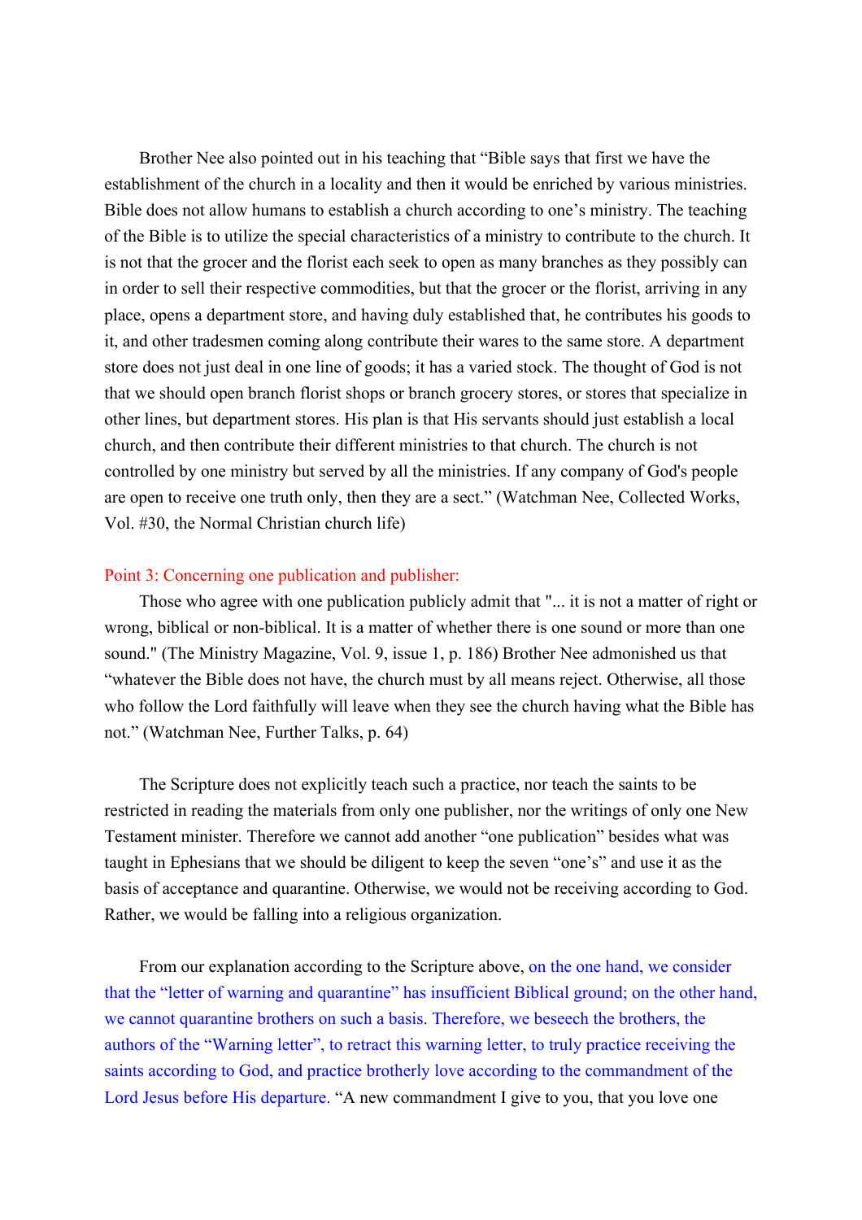Brother Nee also pointed out in his teaching that "Bible says that first we have the establishment of the church in a locality and then it would be enriched by various ministries. Bible does not allow humans to establish a church according to one's ministry. The teaching of the Bible is to utilize the special characteristics of a ministry to contribute to the church. It is not that the grocer and the florist each seek to open as many branches as they possibly can in order to sell their respective commodities, but that the grocer or the florist, arriving in any place, opens a department store, and having duly established that, he contributes his goods to it, and other tradesmen coming along contribute their wares to the same store. A department store does not just deal in one line of goods; it has a varied stock. The thought of God is not that we should open branch florist shops or branch grocery stores, or stores that specialize in other lines, but department stores. His plan is that His servants should just establish a local church, and then contribute their different ministries to that church. The church is not controlled by one ministry but served by all the ministries. If any company of God's people are open to receive one truth only, then they are a sect." (Watchman Nee, Collected Works, Vol. #30, the Normal Christian church life)

Point 3: Concerning one publication and publisher:

Those who agree with one publication publicly admit that "... it is not a matter of right or wrong, biblical or non-biblical. It is a matter of whether there is one sound or more than one sound." (The Ministry Magazine, Vol. 9, issue 1, p. 186) Brother Nee admonished us that "whatever the Bible does not have, the church must by all means reject. Otherwise, all those who follow the Lord faithfully will leave when they see the church having what the Bible has not." (Watchman Nee, Further Talks, p. 64)

The Scripture does not explicitly teach such a practice, nor teach the saints to be restricted in reading the materials from only one publisher, nor the writings of only one New Testament minister. Therefore we cannot add another "one publication" besides what was taught in Ephesians that we should be diligent to keep the seven "one's" and use it as the basis of acceptance and quarantine. Otherwise, we would not be receiving according to God. Rather, we would be falling into a religious organization.

From our explanation according to the Scripture above, on the one hand, we consider that the "letter of warning and quarantine" has insufficient Biblical ground; on the other hand, we cannot quarantine brothers on such a basis. Therefore, we beseech the brothers, the authors of the "Warning letter", to retract this warning letter, to truly practice receiving the saints according to God, and practice brotherly love according to the commandment of the Lord Jesus before His departure. "A new commandment I give to you, that you love one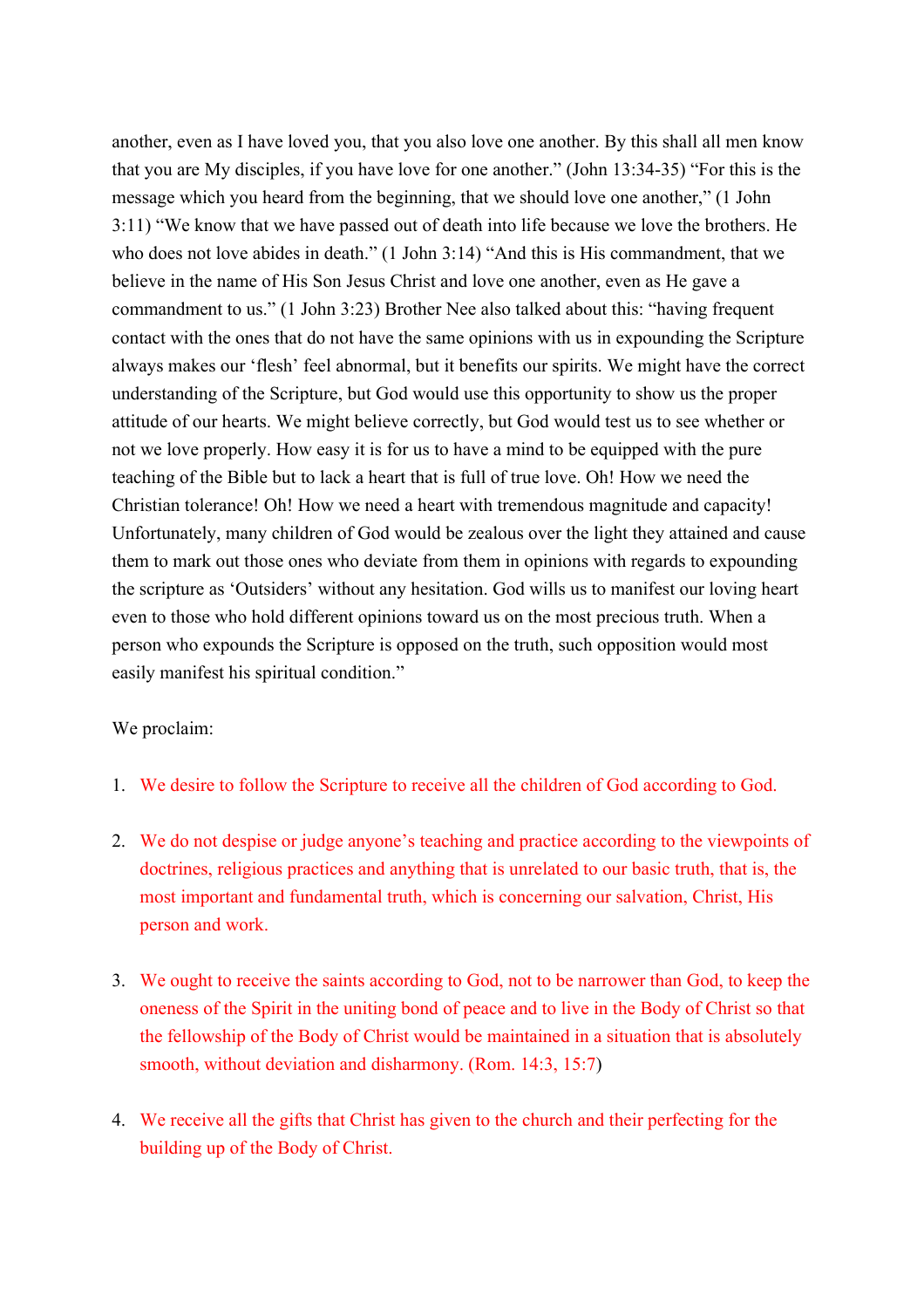another, even as I have loved you, that you also love one another. By this shall all men know that you are My disciples, if you have love for one another." (John 13:34-35) "For this is the message which you heard from the beginning, that we should love one another," (1 John 3:11) "We know that we have passed out of death into life because we love the brothers. He who does not love abides in death." (1 John 3:14) "And this is His commandment, that we believe in the name of His Son Jesus Christ and love one another, even as He gave a commandment to us." (1 John 3:23) Brother Nee also talked about this: "having frequent contact with the ones that do not have the same opinions with us in expounding the Scripture always makes our 'flesh' feel abnormal, but it benefits our spirits. We might have the correct understanding of the Scripture, but God would use this opportunity to show us the proper attitude of our hearts. We might believe correctly, but God would test us to see whether or not we love properly. How easy it is for us to have a mind to be equipped with the pure teaching of the Bible but to lack a heart that is full of true love. Oh! How we need the Christian tolerance! Oh! How we need a heart with tremendous magnitude and capacity! Unfortunately, many children of God would be zealous over the light they attained and cause them to mark out those ones who deviate from them in opinions with regards to expounding the scripture as 'Outsiders' without any hesitation. God wills us to manifest our loving heart even to those who hold different opinions toward us on the most precious truth. When a person who expounds the Scripture is opposed on the truth, such opposition would most easily manifest his spiritual condition."

We proclaim:

1. We desire to follow the Scripture to receive all the children of God according to God.

2. We do not despise or judge anyone's teaching and practice according to the viewpoints of doctrines, religious practices and anything that is unrelated to our basic truth, that is, the most important and fundamental truth, which is concerning our salvation, Christ, His person and work.

3. We ought to receive the saints according to God, not to be narrower than God, to keep the oneness of the Spirit in the uniting bond of peace and to live in the Body of Christ so that the fellowship of the Body of Christ would be maintained in a situation that is absolutely smooth, without deviation and disharmony. (Rom. 14:3, 15:7)

4. We receive all the gifts that Christ has given to the church and their perfecting for the building up of the Body of Christ.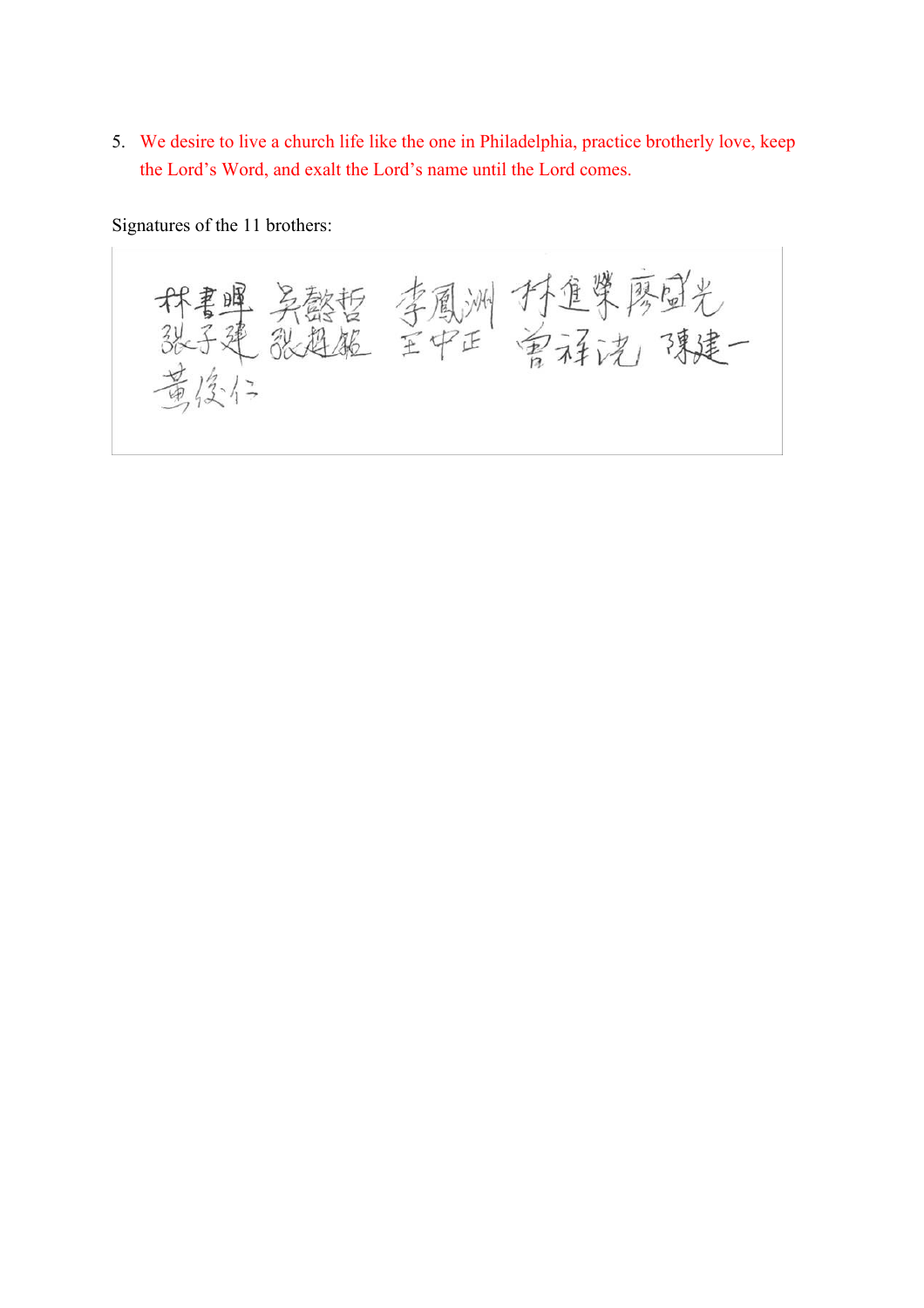5. We desire to live a church life like the one in Philadelphia, practice brotherly love, keep the Lord's Word, and exalt the Lord's name until the Lord comes.

Signatures of the 11 brothers:

林書暉 吳懿哲 李鳳洲 林進榮 廖國光
張子建 張超船 王中正 曾祥滄 陳建一
黃俊仁